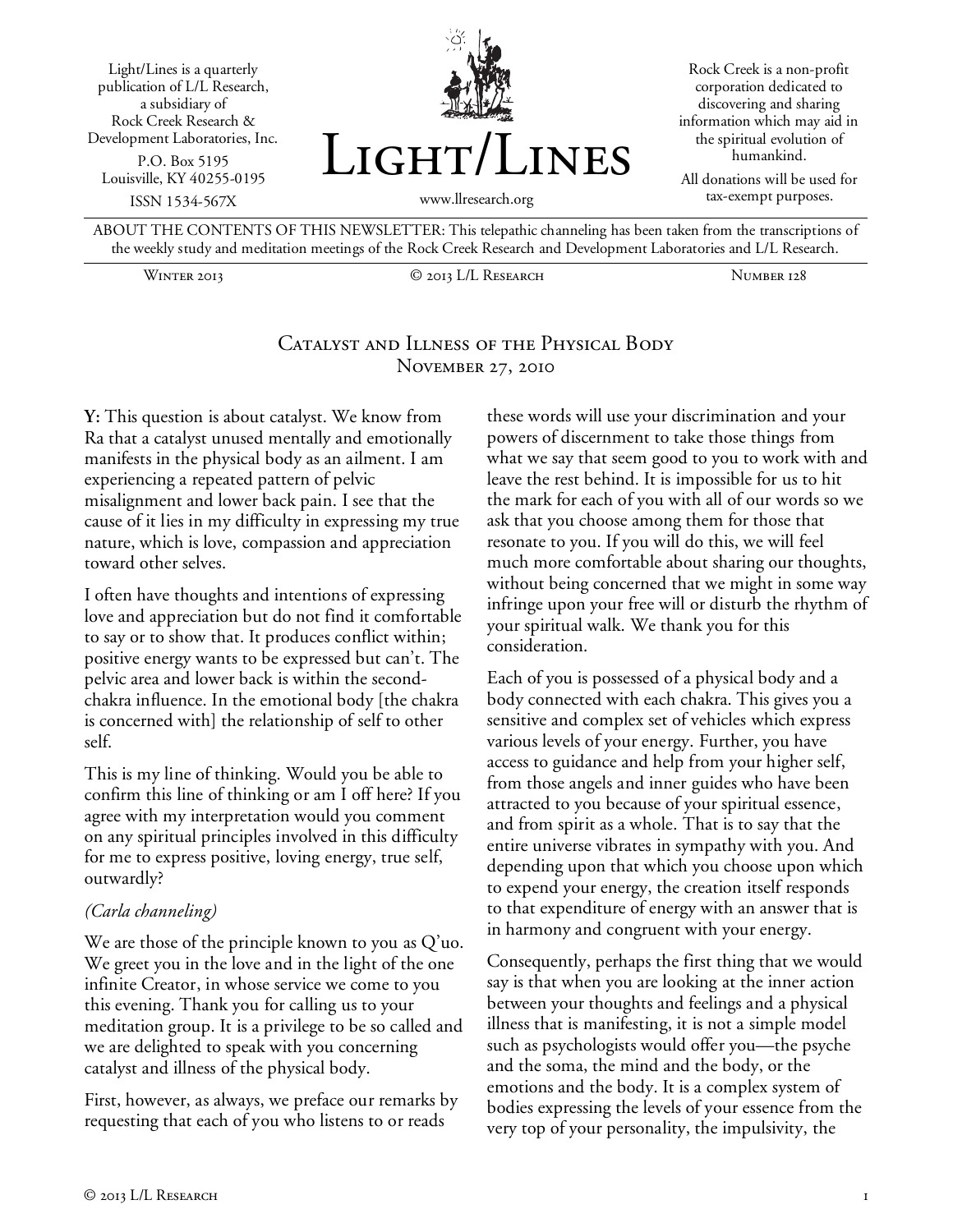Light/Lines is a quarterly publication of L/L Research, a subsidiary of Rock Creek Research & Development Laboratories, Inc.

P.O. Box 5195
Louisville, KY 40255-0195

ISSN 1534-567X

# Light/Lines

www.llresearch.org

Rock Creek is a non-profit corporation dedicated to discovering and sharing information which may aid in the spiritual evolution of humankind.

All donations will be used for tax-exempt purposes.

ABOUT THE CONTENTS OF THIS NEWSLETTER: This telepathic channeling has been taken from the transcriptions of the weekly study and meditation meetings of the Rock Creek Research and Development Laboratories and L/L Research.

Winter 2013 — © 2013 L/L Research — Number 128

## Catalyst and Illness of the Physical Body
### November 27, 2010

**Y:** This question is about catalyst. We know from Ra that a catalyst unused mentally and emotionally manifests in the physical body as an ailment. I am experiencing a repeated pattern of pelvic misalignment and lower back pain. I see that the cause of it lies in my difficulty in expressing my true nature, which is love, compassion and appreciation toward other selves.

I often have thoughts and intentions of expressing love and appreciation but do not find it comfortable to say or to show that. It produces conflict within; positive energy wants to be expressed but can't. The pelvic area and lower back is within the second-chakra influence. In the emotional body [the chakra is concerned with] the relationship of self to other self.

This is my line of thinking. Would you be able to confirm this line of thinking or am I off here? If you agree with my interpretation would you comment on any spiritual principles involved in this difficulty for me to express positive, loving energy, true self, outwardly?

*(Carla channeling)*

We are those of the principle known to you as Q'uo. We greet you in the love and in the light of the one infinite Creator, in whose service we come to you this evening. Thank you for calling us to your meditation group. It is a privilege to be so called and we are delighted to speak with you concerning catalyst and illness of the physical body.

First, however, as always, we preface our remarks by requesting that each of you who listens to or reads these words will use your discrimination and your powers of discernment to take those things from what we say that seem good to you to work with and leave the rest behind. It is impossible for us to hit the mark for each of you with all of our words so we ask that you choose among them for those that resonate to you. If you will do this, we will feel much more comfortable about sharing our thoughts, without being concerned that we might in some way infringe upon your free will or disturb the rhythm of your spiritual walk. We thank you for this consideration.

Each of you is possessed of a physical body and a body connected with each chakra. This gives you a sensitive and complex set of vehicles which express various levels of your energy. Further, you have access to guidance and help from your higher self, from those angels and inner guides who have been attracted to you because of your spiritual essence, and from spirit as a whole. That is to say that the entire universe vibrates in sympathy with you. And depending upon that which you choose upon which to expend your energy, the creation itself responds to that expenditure of energy with an answer that is in harmony and congruent with your energy.

Consequently, perhaps the first thing that we would say is that when you are looking at the inner action between your thoughts and feelings and a physical illness that is manifesting, it is not a simple model such as psychologists would offer you—the psyche and the soma, the mind and the body, or the emotions and the body. It is a complex system of bodies expressing the levels of your essence from the very top of your personality, the impulsivity, the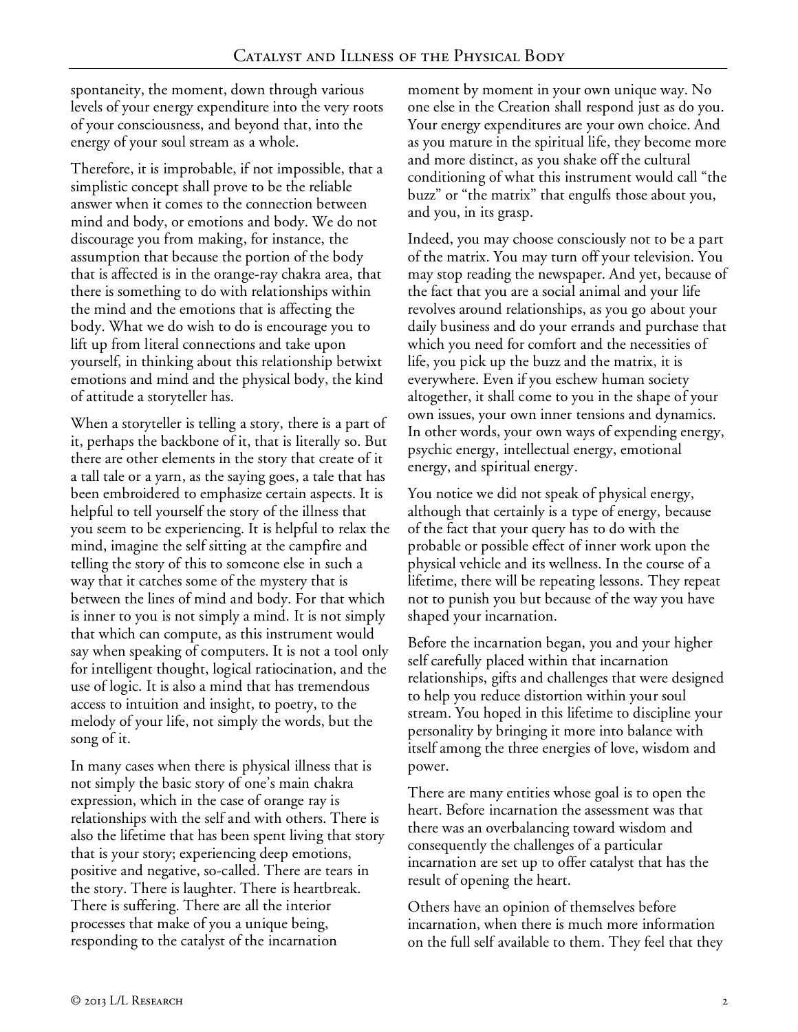spontaneity, the moment, down through various levels of your energy expenditure into the very roots of your consciousness, and beyond that, into the energy of your soul stream as a whole.

Therefore, it is improbable, if not impossible, that a simplistic concept shall prove to be the reliable answer when it comes to the connection between mind and body, or emotions and body. We do not discourage you from making, for instance, the assumption that because the portion of the body that is affected is in the orange-ray chakra area, that there is something to do with relationships within the mind and the emotions that is affecting the body. What we do wish to do is encourage you to lift up from literal connections and take upon yourself, in thinking about this relationship betwixt emotions and mind and the physical body, the kind of attitude a storyteller has.

When a storyteller is telling a story, there is a part of it, perhaps the backbone of it, that is literally so. But there are other elements in the story that create of it a tall tale or a yarn, as the saying goes, a tale that has been embroidered to emphasize certain aspects. It is helpful to tell yourself the story of the illness that you seem to be experiencing. It is helpful to relax the mind, imagine the self sitting at the campfire and telling the story of this to someone else in such a way that it catches some of the mystery that is between the lines of mind and body. For that which is inner to you is not simply a mind. It is not simply that which can compute, as this instrument would say when speaking of computers. It is not a tool only for intelligent thought, logical ratiocination, and the use of logic. It is also a mind that has tremendous access to intuition and insight, to poetry, to the melody of your life, not simply the words, but the song of it.

In many cases when there is physical illness that is not simply the basic story of one's main chakra expression, which in the case of orange ray is relationships with the self and with others. There is also the lifetime that has been spent living that story that is your story; experiencing deep emotions, positive and negative, so-called. There are tears in the story. There is laughter. There is heartbreak. There is suffering. There are all the interior processes that make of you a unique being, responding to the catalyst of the incarnation moment by moment in your own unique way. No one else in the Creation shall respond just as do you. Your energy expenditures are your own choice. And as you mature in the spiritual life, they become more and more distinct, as you shake off the cultural conditioning of what this instrument would call "the buzz" or "the matrix" that engulfs those about you, and you, in its grasp.

Indeed, you may choose consciously not to be a part of the matrix. You may turn off your television. You may stop reading the newspaper. And yet, because of the fact that you are a social animal and your life revolves around relationships, as you go about your daily business and do your errands and purchase that which you need for comfort and the necessities of life, you pick up the buzz and the matrix, it is everywhere. Even if you eschew human society altogether, it shall come to you in the shape of your own issues, your own inner tensions and dynamics. In other words, your own ways of expending energy, psychic energy, intellectual energy, emotional energy, and spiritual energy.

You notice we did not speak of physical energy, although that certainly is a type of energy, because of the fact that your query has to do with the probable or possible effect of inner work upon the physical vehicle and its wellness. In the course of a lifetime, there will be repeating lessons. They repeat not to punish you but because of the way you have shaped your incarnation.

Before the incarnation began, you and your higher self carefully placed within that incarnation relationships, gifts and challenges that were designed to help you reduce distortion within your soul stream. You hoped in this lifetime to discipline your personality by bringing it more into balance with itself among the three energies of love, wisdom and power.

There are many entities whose goal is to open the heart. Before incarnation the assessment was that there was an overbalancing toward wisdom and consequently the challenges of a particular incarnation are set up to offer catalyst that has the result of opening the heart.

Others have an opinion of themselves before incarnation, when there is much more information on the full self available to them. They feel that they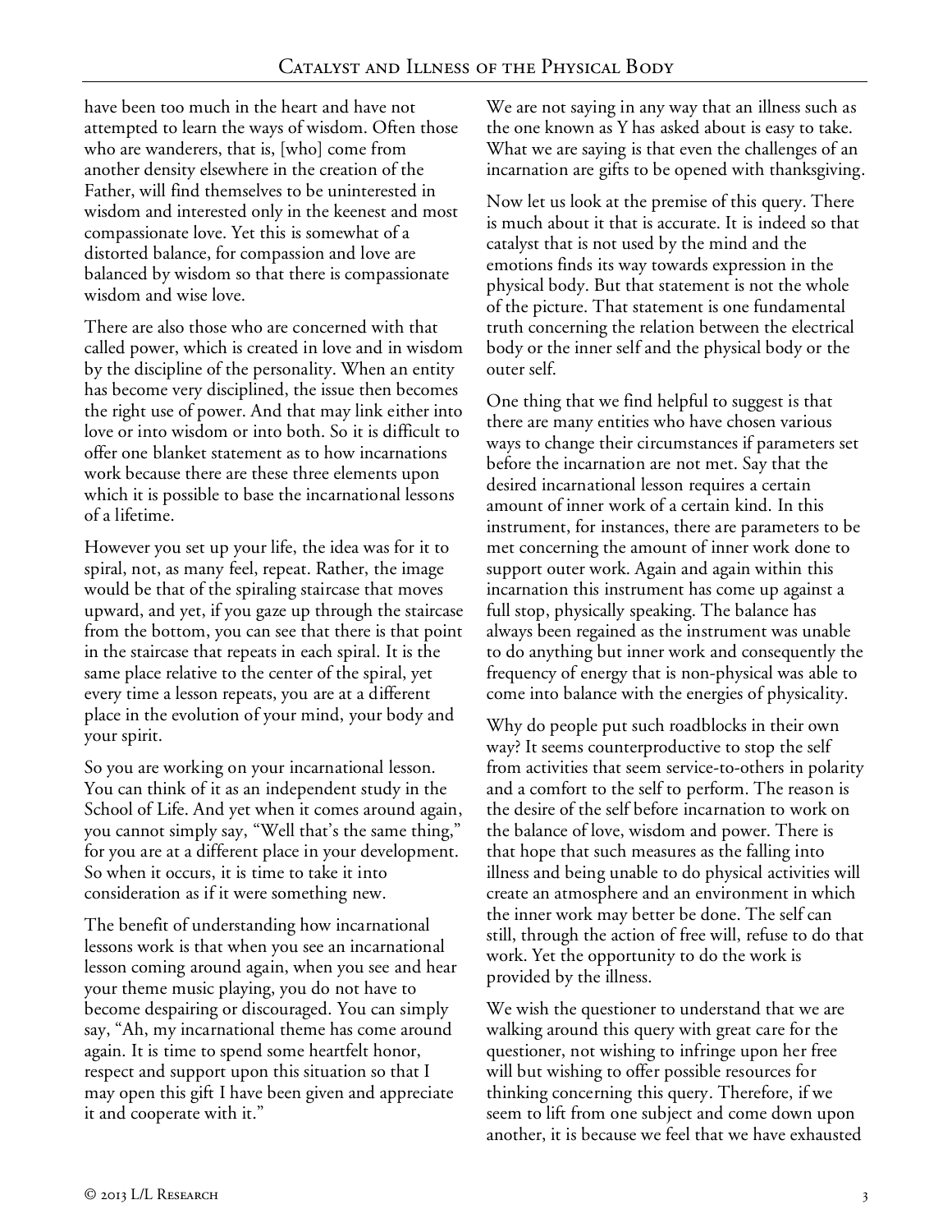have been too much in the heart and have not attempted to learn the ways of wisdom. Often those who are wanderers, that is, [who] come from another density elsewhere in the creation of the Father, will find themselves to be uninterested in wisdom and interested only in the keenest and most compassionate love. Yet this is somewhat of a distorted balance, for compassion and love are balanced by wisdom so that there is compassionate wisdom and wise love.

There are also those who are concerned with that called power, which is created in love and in wisdom by the discipline of the personality. When an entity has become very disciplined, the issue then becomes the right use of power. And that may link either into love or into wisdom or into both. So it is difficult to offer one blanket statement as to how incarnations work because there are these three elements upon which it is possible to base the incarnational lessons of a lifetime.

However you set up your life, the idea was for it to spiral, not, as many feel, repeat. Rather, the image would be that of the spiraling staircase that moves upward, and yet, if you gaze up through the staircase from the bottom, you can see that there is that point in the staircase that repeats in each spiral. It is the same place relative to the center of the spiral, yet every time a lesson repeats, you are at a different place in the evolution of your mind, your body and your spirit.

So you are working on your incarnational lesson. You can think of it as an independent study in the School of Life. And yet when it comes around again, you cannot simply say, "Well that's the same thing," for you are at a different place in your development. So when it occurs, it is time to take it into consideration as if it were something new.

The benefit of understanding how incarnational lessons work is that when you see an incarnational lesson coming around again, when you see and hear your theme music playing, you do not have to become despairing or discouraged. You can simply say, "Ah, my incarnational theme has come around again. It is time to spend some heartfelt honor, respect and support upon this situation so that I may open this gift I have been given and appreciate it and cooperate with it."

We are not saying in any way that an illness such as the one known as Y has asked about is easy to take. What we are saying is that even the challenges of an incarnation are gifts to be opened with thanksgiving.

Now let us look at the premise of this query. There is much about it that is accurate. It is indeed so that catalyst that is not used by the mind and the emotions finds its way towards expression in the physical body. But that statement is not the whole of the picture. That statement is one fundamental truth concerning the relation between the electrical body or the inner self and the physical body or the outer self.

One thing that we find helpful to suggest is that there are many entities who have chosen various ways to change their circumstances if parameters set before the incarnation are not met. Say that the desired incarnational lesson requires a certain amount of inner work of a certain kind. In this instrument, for instances, there are parameters to be met concerning the amount of inner work done to support outer work. Again and again within this incarnation this instrument has come up against a full stop, physically speaking. The balance has always been regained as the instrument was unable to do anything but inner work and consequently the frequency of energy that is non-physical was able to come into balance with the energies of physicality.

Why do people put such roadblocks in their own way? It seems counterproductive to stop the self from activities that seem service-to-others in polarity and a comfort to the self to perform. The reason is the desire of the self before incarnation to work on the balance of love, wisdom and power. There is that hope that such measures as the falling into illness and being unable to do physical activities will create an atmosphere and an environment in which the inner work may better be done. The self can still, through the action of free will, refuse to do that work. Yet the opportunity to do the work is provided by the illness.

We wish the questioner to understand that we are walking around this query with great care for the questioner, not wishing to infringe upon her free will but wishing to offer possible resources for thinking concerning this query. Therefore, if we seem to lift from one subject and come down upon another, it is because we feel that we have exhausted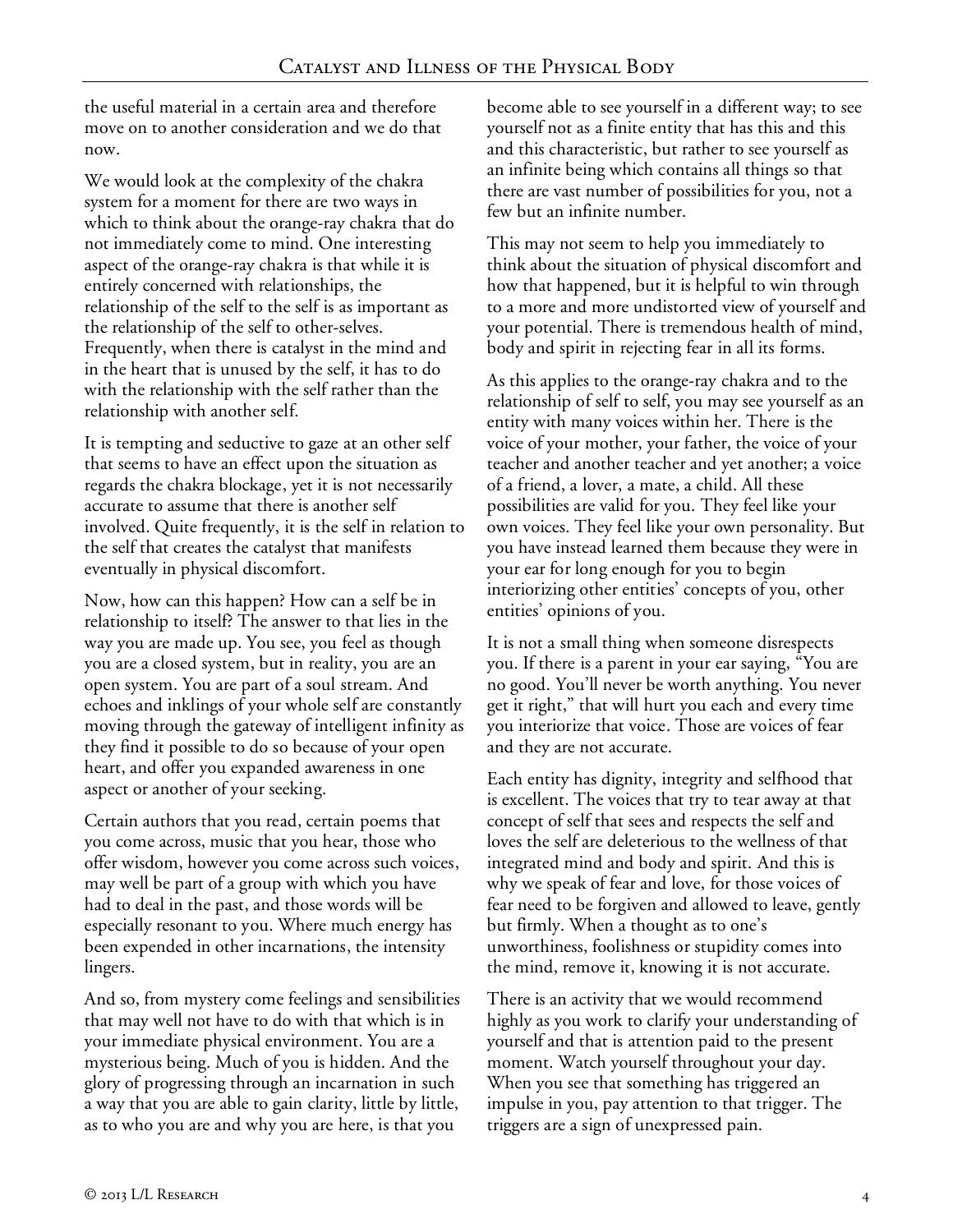the useful material in a certain area and therefore move on to another consideration and we do that now.

We would look at the complexity of the chakra system for a moment for there are two ways in which to think about the orange-ray chakra that do not immediately come to mind. One interesting aspect of the orange-ray chakra is that while it is entirely concerned with relationships, the relationship of the self to the self is as important as the relationship of the self to other-selves. Frequently, when there is catalyst in the mind and in the heart that is unused by the self, it has to do with the relationship with the self rather than the relationship with another self.

It is tempting and seductive to gaze at an other self that seems to have an effect upon the situation as regards the chakra blockage, yet it is not necessarily accurate to assume that there is another self involved. Quite frequently, it is the self in relation to the self that creates the catalyst that manifests eventually in physical discomfort.

Now, how can this happen? How can a self be in relationship to itself? The answer to that lies in the way you are made up. You see, you feel as though you are a closed system, but in reality, you are an open system. You are part of a soul stream. And echoes and inklings of your whole self are constantly moving through the gateway of intelligent infinity as they find it possible to do so because of your open heart, and offer you expanded awareness in one aspect or another of your seeking.

Certain authors that you read, certain poems that you come across, music that you hear, those who offer wisdom, however you come across such voices, may well be part of a group with which you have had to deal in the past, and those words will be especially resonant to you. Where much energy has been expended in other incarnations, the intensity lingers.

And so, from mystery come feelings and sensibilities that may well not have to do with that which is in your immediate physical environment. You are a mysterious being. Much of you is hidden. And the glory of progressing through an incarnation in such a way that you are able to gain clarity, little by little, as to who you are and why you are here, is that you become able to see yourself in a different way; to see yourself not as a finite entity that has this and this and this characteristic, but rather to see yourself as an infinite being which contains all things so that there are vast number of possibilities for you, not a few but an infinite number.

This may not seem to help you immediately to think about the situation of physical discomfort and how that happened, but it is helpful to win through to a more and more undistorted view of yourself and your potential. There is tremendous health of mind, body and spirit in rejecting fear in all its forms.

As this applies to the orange-ray chakra and to the relationship of self to self, you may see yourself as an entity with many voices within her. There is the voice of your mother, your father, the voice of your teacher and another teacher and yet another; a voice of a friend, a lover, a mate, a child. All these possibilities are valid for you. They feel like your own voices. They feel like your own personality. But you have instead learned them because they were in your ear for long enough for you to begin interiorizing other entities' concepts of you, other entities' opinions of you.

It is not a small thing when someone disrespects you. If there is a parent in your ear saying, "You are no good. You'll never be worth anything. You never get it right," that will hurt you each and every time you interiorize that voice. Those are voices of fear and they are not accurate.

Each entity has dignity, integrity and selfhood that is excellent. The voices that try to tear away at that concept of self that sees and respects the self and loves the self are deleterious to the wellness of that integrated mind and body and spirit. And this is why we speak of fear and love, for those voices of fear need to be forgiven and allowed to leave, gently but firmly. When a thought as to one's unworthiness, foolishness or stupidity comes into the mind, remove it, knowing it is not accurate.

There is an activity that we would recommend highly as you work to clarify your understanding of yourself and that is attention paid to the present moment. Watch yourself throughout your day. When you see that something has triggered an impulse in you, pay attention to that trigger. The triggers are a sign of unexpressed pain.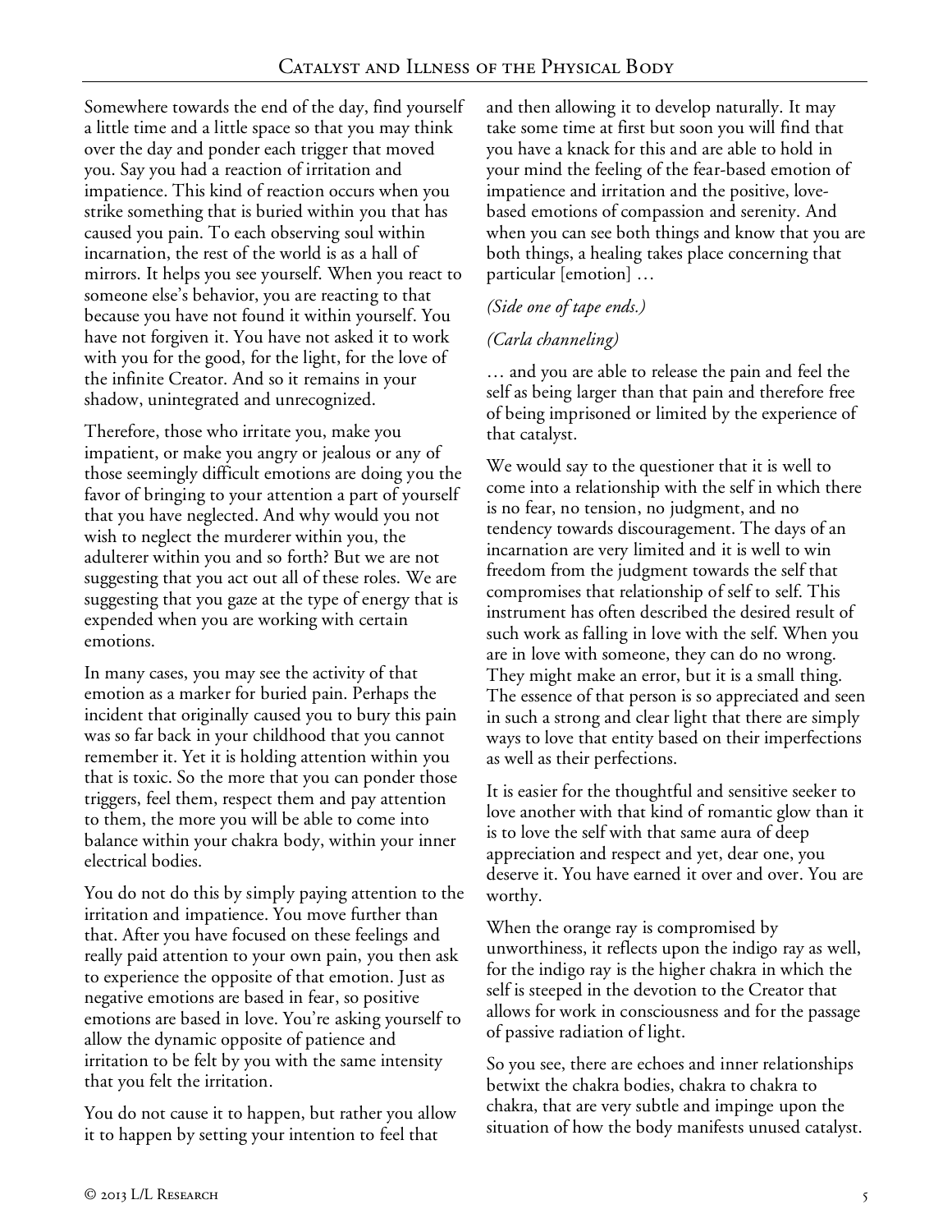Somewhere towards the end of the day, find yourself a little time and a little space so that you may think over the day and ponder each trigger that moved you. Say you had a reaction of irritation and impatience. This kind of reaction occurs when you strike something that is buried within you that has caused you pain. To each observing soul within incarnation, the rest of the world is as a hall of mirrors. It helps you see yourself. When you react to someone else's behavior, you are reacting to that because you have not found it within yourself. You have not forgiven it. You have not asked it to work with you for the good, for the light, for the love of the infinite Creator. And so it remains in your shadow, unintegrated and unrecognized.

Therefore, those who irritate you, make you impatient, or make you angry or jealous or any of those seemingly difficult emotions are doing you the favor of bringing to your attention a part of yourself that you have neglected. And why would you not wish to neglect the murderer within you, the adulterer within you and so forth? But we are not suggesting that you act out all of these roles. We are suggesting that you gaze at the type of energy that is expended when you are working with certain emotions.

In many cases, you may see the activity of that emotion as a marker for buried pain. Perhaps the incident that originally caused you to bury this pain was so far back in your childhood that you cannot remember it. Yet it is holding attention within you that is toxic. So the more that you can ponder those triggers, feel them, respect them and pay attention to them, the more you will be able to come into balance within your chakra body, within your inner electrical bodies.

You do not do this by simply paying attention to the irritation and impatience. You move further than that. After you have focused on these feelings and really paid attention to your own pain, you then ask to experience the opposite of that emotion. Just as negative emotions are based in fear, so positive emotions are based in love. You're asking yourself to allow the dynamic opposite of patience and irritation to be felt by you with the same intensity that you felt the irritation.

You do not cause it to happen, but rather you allow it to happen by setting your intention to feel that and then allowing it to develop naturally. It may take some time at first but soon you will find that you have a knack for this and are able to hold in your mind the feeling of the fear-based emotion of impatience and irritation and the positive, love-based emotions of compassion and serenity. And when you can see both things and know that you are both things, a healing takes place concerning that particular [emotion] …

*(Side one of tape ends.)*

*(Carla channeling)*

… and you are able to release the pain and feel the self as being larger than that pain and therefore free of being imprisoned or limited by the experience of that catalyst.

We would say to the questioner that it is well to come into a relationship with the self in which there is no fear, no tension, no judgment, and no tendency towards discouragement. The days of an incarnation are very limited and it is well to win freedom from the judgment towards the self that compromises that relationship of self to self. This instrument has often described the desired result of such work as falling in love with the self. When you are in love with someone, they can do no wrong. They might make an error, but it is a small thing. The essence of that person is so appreciated and seen in such a strong and clear light that there are simply ways to love that entity based on their imperfections as well as their perfections.

It is easier for the thoughtful and sensitive seeker to love another with that kind of romantic glow than it is to love the self with that same aura of deep appreciation and respect and yet, dear one, you deserve it. You have earned it over and over. You are worthy.

When the orange ray is compromised by unworthiness, it reflects upon the indigo ray as well, for the indigo ray is the higher chakra in which the self is steeped in the devotion to the Creator that allows for work in consciousness and for the passage of passive radiation of light.

So you see, there are echoes and inner relationships betwixt the chakra bodies, chakra to chakra to chakra, that are very subtle and impinge upon the situation of how the body manifests unused catalyst.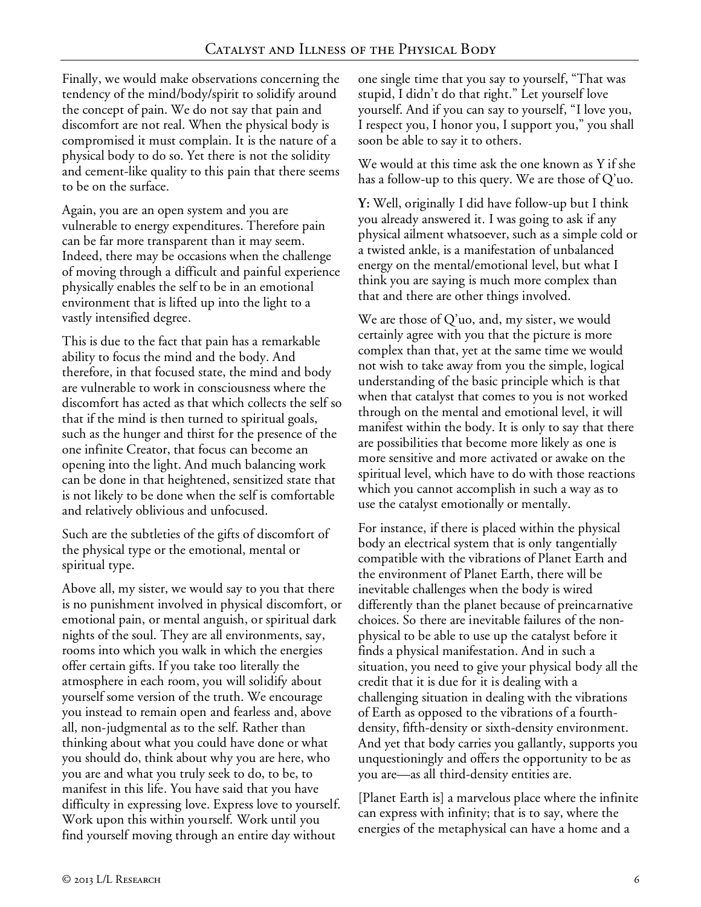Finally, we would make observations concerning the tendency of the mind/body/spirit to solidify around the concept of pain. We do not say that pain and discomfort are not real. When the physical body is compromised it must complain. It is the nature of a physical body to do so. Yet there is not the solidity and cement-like quality to this pain that there seems to be on the surface.

Again, you are an open system and you are vulnerable to energy expenditures. Therefore pain can be far more transparent than it may seem. Indeed, there may be occasions when the challenge of moving through a difficult and painful experience physically enables the self to be in an emotional environment that is lifted up into the light to a vastly intensified degree.

This is due to the fact that pain has a remarkable ability to focus the mind and the body. And therefore, in that focused state, the mind and body are vulnerable to work in consciousness where the discomfort has acted as that which collects the self so that if the mind is then turned to spiritual goals, such as the hunger and thirst for the presence of the one infinite Creator, that focus can become an opening into the light. And much balancing work can be done in that heightened, sensitized state that is not likely to be done when the self is comfortable and relatively oblivious and unfocused.

Such are the subtleties of the gifts of discomfort of the physical type or the emotional, mental or spiritual type.

Above all, my sister, we would say to you that there is no punishment involved in physical discomfort, or emotional pain, or mental anguish, or spiritual dark nights of the soul. They are all environments, say, rooms into which you walk in which the energies offer certain gifts. If you take too literally the atmosphere in each room, you will solidify about yourself some version of the truth. We encourage you instead to remain open and fearless and, above all, non-judgmental as to the self. Rather than thinking about what you could have done or what you should do, think about why you are here, who you are and what you truly seek to do, to be, to manifest in this life. You have said that you have difficulty in expressing love. Express love to yourself. Work upon this within yourself. Work until you find yourself moving through an entire day without one single time that you say to yourself, "That was stupid, I didn't do that right." Let yourself love yourself. And if you can say to yourself, "I love you, I respect you, I honor you, I support you," you shall soon be able to say it to others.

We would at this time ask the one known as Y if she has a follow-up to this query. We are those of Q'uo.

**Y:** Well, originally I did have follow-up but I think you already answered it. I was going to ask if any physical ailment whatsoever, such as a simple cold or a twisted ankle, is a manifestation of unbalanced energy on the mental/emotional level, but what I think you are saying is much more complex than that and there are other things involved.

We are those of Q'uo, and, my sister, we would certainly agree with you that the picture is more complex than that, yet at the same time we would not wish to take away from you the simple, logical understanding of the basic principle which is that when that catalyst that comes to you is not worked through on the mental and emotional level, it will manifest within the body. It is only to say that there are possibilities that become more likely as one is more sensitive and more activated or awake on the spiritual level, which have to do with those reactions which you cannot accomplish in such a way as to use the catalyst emotionally or mentally.

For instance, if there is placed within the physical body an electrical system that is only tangentially compatible with the vibrations of Planet Earth and the environment of Planet Earth, there will be inevitable challenges when the body is wired differently than the planet because of preincarnative choices. So there are inevitable failures of the non-physical to be able to use up the catalyst before it finds a physical manifestation. And in such a situation, you need to give your physical body all the credit that it is due for it is dealing with a challenging situation in dealing with the vibrations of Earth as opposed to the vibrations of a fourth-density, fifth-density or sixth-density environment. And yet that body carries you gallantly, supports you unquestioningly and offers the opportunity to be as you are—as all third-density entities are.

[Planet Earth is] a marvelous place where the infinite can express with infinity; that is to say, where the energies of the metaphysical can have a home and a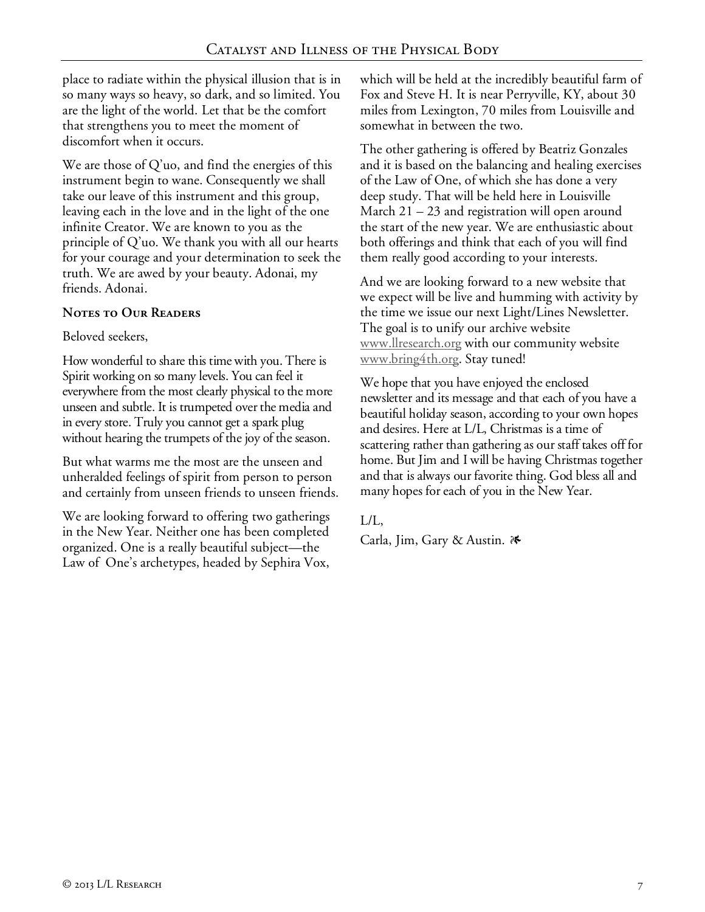place to radiate within the physical illusion that is in so many ways so heavy, so dark, and so limited. You are the light of the world. Let that be the comfort that strengthens you to meet the moment of discomfort when it occurs.

We are those of Q'uo, and find the energies of this instrument begin to wane. Consequently we shall take our leave of this instrument and this group, leaving each in the love and in the light of the one infinite Creator. We are known to you as the principle of Q'uo. We thank you with all our hearts for your courage and your determination to seek the truth. We are awed by your beauty. Adonai, my friends. Adonai.

**Notes to Our Readers**

Beloved seekers,

How wonderful to share this time with you. There is Spirit working on so many levels. You can feel it everywhere from the most clearly physical to the more unseen and subtle. It is trumpeted over the media and in every store. Truly you cannot get a spark plug without hearing the trumpets of the joy of the season.

But what warms me the most are the unseen and unheralded feelings of spirit from person to person and certainly from unseen friends to unseen friends.

We are looking forward to offering two gatherings in the New Year. Neither one has been completed organized. One is a really beautiful subject—the Law of One's archetypes, headed by Sephira Vox, which will be held at the incredibly beautiful farm of Fox and Steve H. It is near Perryville, KY, about 30 miles from Lexington, 70 miles from Louisville and somewhat in between the two.

The other gathering is offered by Beatriz Gonzales and it is based on the balancing and healing exercises of the Law of One, of which she has done a very deep study. That will be held here in Louisville March 21 – 23 and registration will open around the start of the new year. We are enthusiastic about both offerings and think that each of you will find them really good according to your interests.

And we are looking forward to a new website that we expect will be live and humming with activity by the time we issue our next Light/Lines Newsletter. The goal is to unify our archive website www.llresearch.org with our community website www.bring4th.org. Stay tuned!

We hope that you have enjoyed the enclosed newsletter and its message and that each of you have a beautiful holiday season, according to your own hopes and desires. Here at L/L, Christmas is a time of scattering rather than gathering as our staff takes off for home. But Jim and I will be having Christmas together and that is always our favorite thing. God bless all and many hopes for each of you in the New Year.

L/L,
Carla, Jim, Gary & Austin. ☙

© 2013 L/L Research